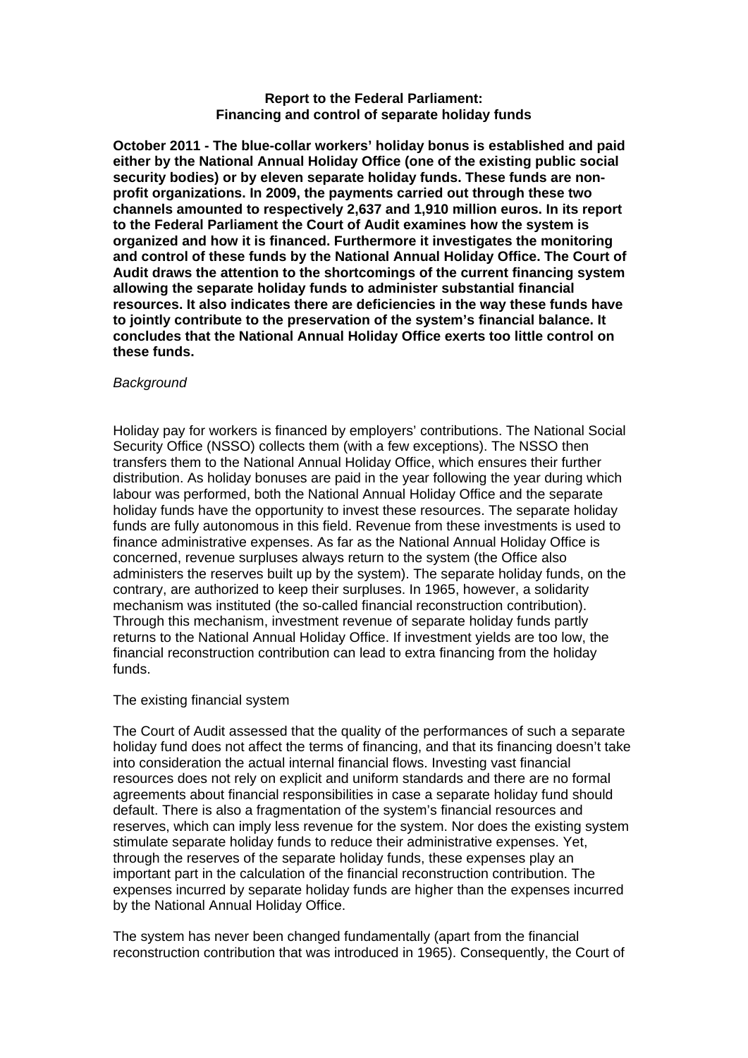**Report to the Federal Parliament:**
**Financing and control of separate holiday funds**

**October 2011 - The blue-collar workers' holiday bonus is established and paid either by the National Annual Holiday Office (one of the existing public social security bodies) or by eleven separate holiday funds. These funds are non-profit organizations. In 2009, the payments carried out through these two channels amounted to respectively 2,637 and 1,910 million euros. In its report to the Federal Parliament the Court of Audit examines how the system is organized and how it is financed. Furthermore it investigates the monitoring and control of these funds by the National Annual Holiday Office. The Court of Audit draws the attention to the shortcomings of the current financing system allowing the separate holiday funds to administer substantial financial resources. It also indicates there are deficiencies in the way these funds have to jointly contribute to the preservation of the system's financial balance. It concludes that the National Annual Holiday Office exerts too little control on these funds.**

*Background*

Holiday pay for workers is financed by employers' contributions. The National Social Security Office (NSSO) collects them (with a few exceptions). The NSSO then transfers them to the National Annual Holiday Office, which ensures their further distribution. As holiday bonuses are paid in the year following the year during which labour was performed, both the National Annual Holiday Office and the separate holiday funds have the opportunity to invest these resources. The separate holiday funds are fully autonomous in this field. Revenue from these investments is used to finance administrative expenses. As far as the National Annual Holiday Office is concerned, revenue surpluses always return to the system (the Office also administers the reserves built up by the system). The separate holiday funds, on the contrary, are authorized to keep their surpluses. In 1965, however, a solidarity mechanism was instituted (the so-called financial reconstruction contribution). Through this mechanism, investment revenue of separate holiday funds partly returns to the National Annual Holiday Office. If investment yields are too low, the financial reconstruction contribution can lead to extra financing from the holiday funds.

The existing financial system

The Court of Audit assessed that the quality of the performances of such a separate holiday fund does not affect the terms of financing, and that its financing doesn't take into consideration the actual internal financial flows. Investing vast financial resources does not rely on explicit and uniform standards and there are no formal agreements about financial responsibilities in case a separate holiday fund should default. There is also a fragmentation of the system's financial resources and reserves, which can imply less revenue for the system. Nor does the existing system stimulate separate holiday funds to reduce their administrative expenses. Yet, through the reserves of the separate holiday funds, these expenses play an important part in the calculation of the financial reconstruction contribution. The expenses incurred by separate holiday funds are higher than the expenses incurred by the National Annual Holiday Office.

The system has never been changed fundamentally (apart from the financial reconstruction contribution that was introduced in 1965). Consequently, the Court of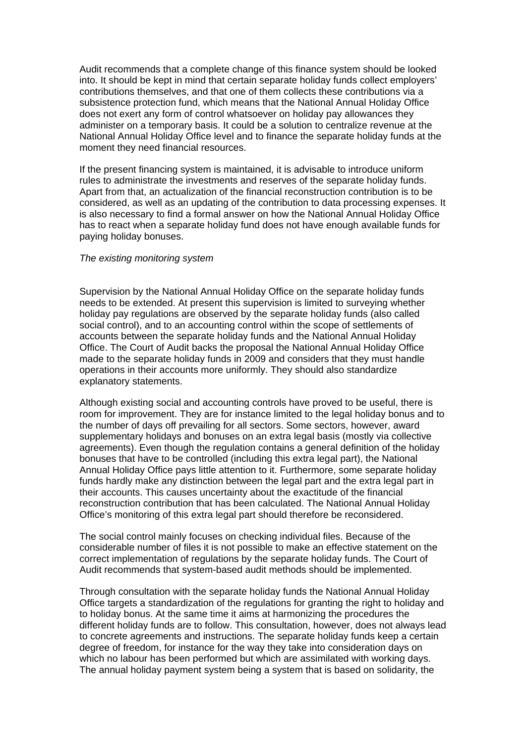Audit recommends that a complete change of this finance system should be looked into. It should be kept in mind that certain separate holiday funds collect employers' contributions themselves, and that one of them collects these contributions via a subsistence protection fund, which means that the National Annual Holiday Office does not exert any form of control whatsoever on holiday pay allowances they administer on a temporary basis. It could be a solution to centralize revenue at the National Annual Holiday Office level and to finance the separate holiday funds at the moment they need financial resources.

If the present financing system is maintained, it is advisable to introduce uniform rules to administrate the investments and reserves of the separate holiday funds. Apart from that, an actualization of the financial reconstruction contribution is to be considered, as well as an updating of the contribution to data processing expenses. It is also necessary to find a formal answer on how the National Annual Holiday Office has to react when a separate holiday fund does not have enough available funds for paying holiday bonuses.

*The existing monitoring system*

Supervision by the National Annual Holiday Office on the separate holiday funds needs to be extended. At present this supervision is limited to surveying whether holiday pay regulations are observed by the separate holiday funds (also called social control), and to an accounting control within the scope of settlements of accounts between the separate holiday funds and the National Annual Holiday Office. The Court of Audit backs the proposal the National Annual Holiday Office made to the separate holiday funds in 2009 and considers that they must handle operations in their accounts more uniformly. They should also standardize explanatory statements.

Although existing social and accounting controls have proved to be useful, there is room for improvement. They are for instance limited to the legal holiday bonus and to the number of days off prevailing for all sectors. Some sectors, however, award supplementary holidays and bonuses on an extra legal basis (mostly via collective agreements). Even though the regulation contains a general definition of the holiday bonuses that have to be controlled (including this extra legal part), the National Annual Holiday Office pays little attention to it. Furthermore, some separate holiday funds hardly make any distinction between the legal part and the extra legal part in their accounts. This causes uncertainty about the exactitude of the financial reconstruction contribution that has been calculated. The National Annual Holiday Office's monitoring of this extra legal part should therefore be reconsidered.

The social control mainly focuses on checking individual files. Because of the considerable number of files it is not possible to make an effective statement on the correct implementation of regulations by the separate holiday funds. The Court of Audit recommends that system-based audit methods should be implemented.

Through consultation with the separate holiday funds the National Annual Holiday Office targets a standardization of the regulations for granting the right to holiday and to holiday bonus. At the same time it aims at harmonizing the procedures the different holiday funds are to follow. This consultation, however, does not always lead to concrete agreements and instructions. The separate holiday funds keep a certain degree of freedom, for instance for the way they take into consideration days on which no labour has been performed but which are assimilated with working days. The annual holiday payment system being a system that is based on solidarity, the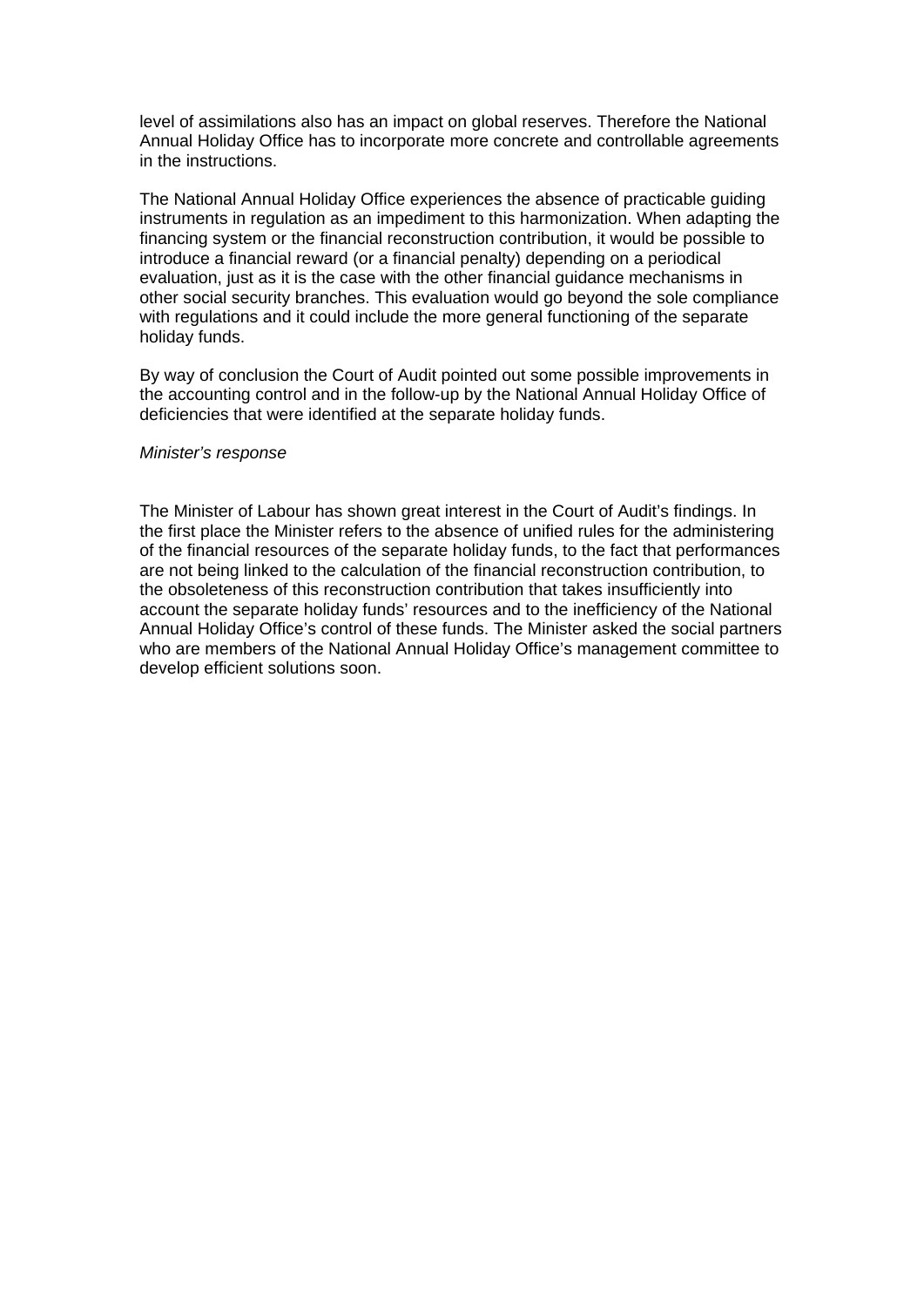level of assimilations also has an impact on global reserves. Therefore the National Annual Holiday Office has to incorporate more concrete and controllable agreements in the instructions.

The National Annual Holiday Office experiences the absence of practicable guiding instruments in regulation as an impediment to this harmonization. When adapting the financing system or the financial reconstruction contribution, it would be possible to introduce a financial reward (or a financial penalty) depending on a periodical evaluation, just as it is the case with the other financial guidance mechanisms in other social security branches. This evaluation would go beyond the sole compliance with regulations and it could include the more general functioning of the separate holiday funds.

By way of conclusion the Court of Audit pointed out some possible improvements in the accounting control and in the follow-up by the National Annual Holiday Office of deficiencies that were identified at the separate holiday funds.

*Minister's response*

The Minister of Labour has shown great interest in the Court of Audit's findings. In the first place the Minister refers to the absence of unified rules for the administering of the financial resources of the separate holiday funds, to the fact that performances are not being linked to the calculation of the financial reconstruction contribution, to the obsoleteness of this reconstruction contribution that takes insufficiently into account the separate holiday funds' resources and to the inefficiency of the National Annual Holiday Office's control of these funds. The Minister asked the social partners who are members of the National Annual Holiday Office's management committee to develop efficient solutions soon.